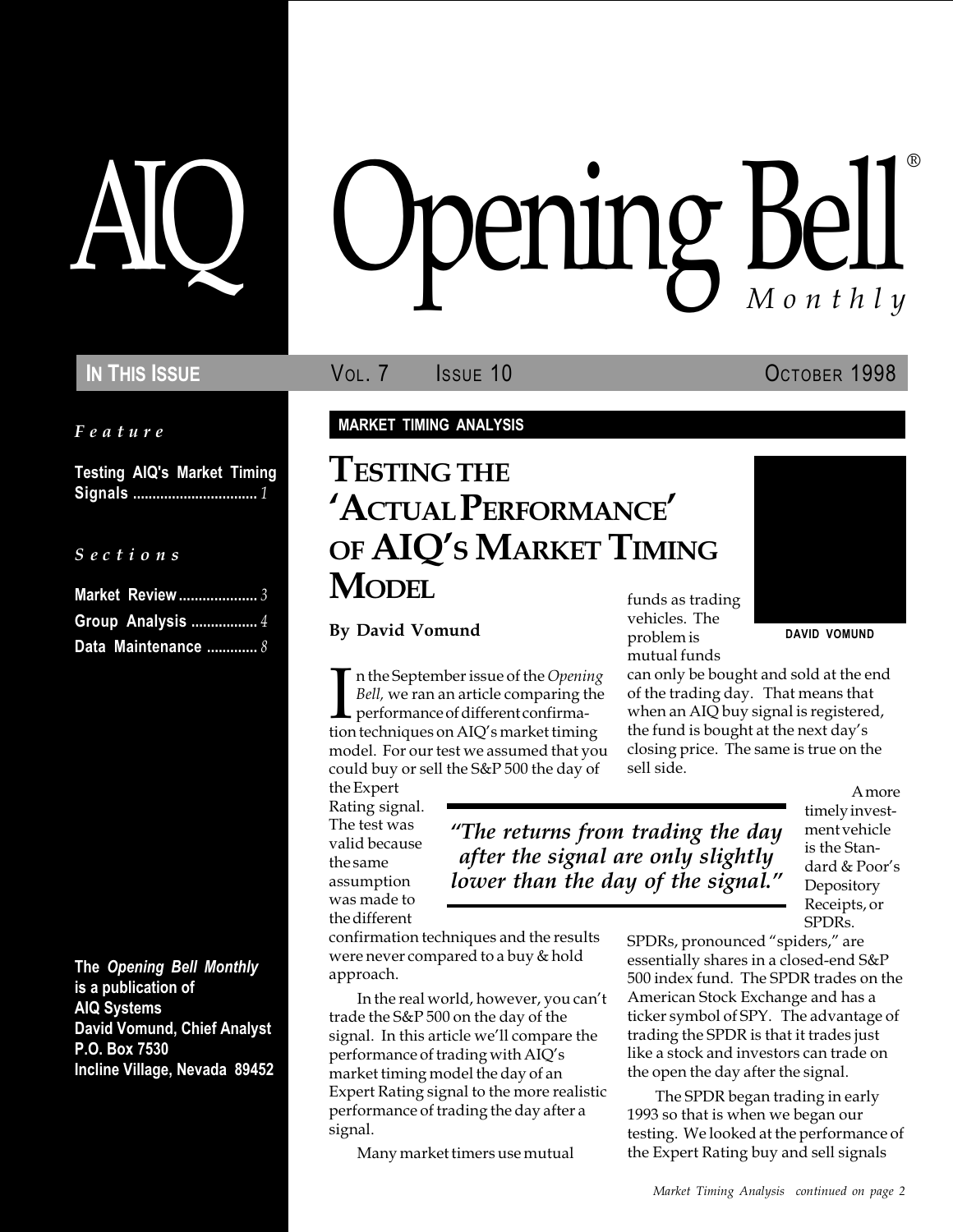# AIQ Opening Bell® Monthly

**IN THIS ISSUE** VOL. 7 ISSUE 10 OCTOBER 1998

*Feature*

**Testing AIQ's Market Timing Signals** ............................... *1*

*Sections*

**Market Review** .................... *3*
**Group Analysis** ................. *4*
**Data Maintenance** ............. *8*

**The *Opening Bell Monthly* is a publication of AIQ Systems**
**David Vomund, Chief Analyst**
**P.O. Box 7530**
**Incline Village, Nevada 89452**

**MARKET TIMING ANALYSIS**

# TESTING THE 'ACTUAL PERFORMANCE' OF AIQ'S MARKET TIMING MODEL

**By David Vomund**

DAVID VOMUND

In the September issue of the *Opening Bell,* we ran an article comparing the performance of different confirmation techniques on AIQ's market timing model. For our test we assumed that you could buy or sell the S&P 500 the day of the Expert Rating signal. The test was valid because the same assumption was made to the different confirmation techniques and the results were never compared to a buy & hold approach.

In the real world, however, you can't trade the S&P 500 on the day of the signal. In this article we'll compare the performance of trading with AIQ's market timing model the day of an Expert Rating signal to the more realistic performance of trading the day after a signal.

Many market timers use mutual funds as trading vehicles. The problem is mutual funds can only be bought and sold at the end of the trading day. That means that when an AIQ buy signal is registered, the fund is bought at the next day's closing price. The same is true on the sell side.

*"The returns from trading the day after the signal are only slightly lower than the day of the signal."*

A more timely investment vehicle is the Standard & Poor's Depository Receipts, or SPDRs. SPDRs, pronounced "spiders," are essentially shares in a closed-end S&P 500 index fund. The SPDR trades on the American Stock Exchange and has a ticker symbol of SPY. The advantage of trading the SPDR is that it trades just like a stock and investors can trade on the open the day after the signal.

The SPDR began trading in early 1993 so that is when we began our testing. We looked at the performance of the Expert Rating buy and sell signals

*Market Timing Analysis continued on page 2*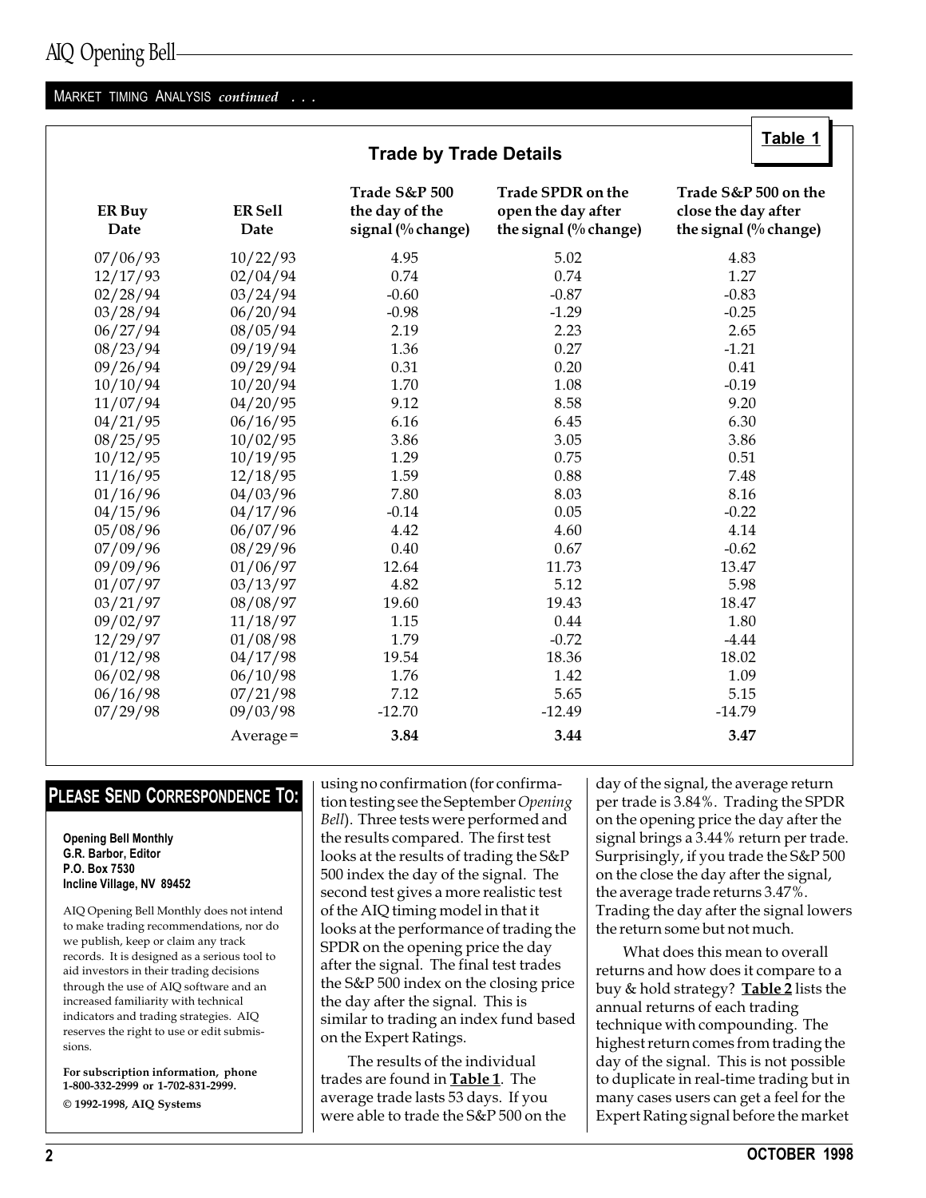MARKET TIMING ANALYSIS *continued* . . .

**Table 1**

### Trade by Trade Details

| ER Buy Date | ER Sell Date | Trade S&P 500 the day of the signal (% change) | Trade SPDR on the open the day after the signal (% change) | Trade S&P 500 on the close the day after the signal (% change) |
|---|---|---|---|---|
| 07/06/93 | 10/22/93 | 4.95 | 5.02 | 4.83 |
| 12/17/93 | 02/04/94 | 0.74 | 0.74 | 1.27 |
| 02/28/94 | 03/24/94 | -0.60 | -0.87 | -0.83 |
| 03/28/94 | 06/20/94 | -0.98 | -1.29 | -0.25 |
| 06/27/94 | 08/05/94 | 2.19 | 2.23 | 2.65 |
| 08/23/94 | 09/19/94 | 1.36 | 0.27 | -1.21 |
| 09/26/94 | 09/29/94 | 0.31 | 0.20 | 0.41 |
| 10/10/94 | 10/20/94 | 1.70 | 1.08 | -0.19 |
| 11/07/94 | 04/20/95 | 9.12 | 8.58 | 9.20 |
| 04/21/95 | 06/16/95 | 6.16 | 6.45 | 6.30 |
| 08/25/95 | 10/02/95 | 3.86 | 3.05 | 3.86 |
| 10/12/95 | 10/19/95 | 1.29 | 0.75 | 0.51 |
| 11/16/95 | 12/18/95 | 1.59 | 0.88 | 7.48 |
| 01/16/96 | 04/03/96 | 7.80 | 8.03 | 8.16 |
| 04/15/96 | 04/17/96 | -0.14 | 0.05 | -0.22 |
| 05/08/96 | 06/07/96 | 4.42 | 4.60 | 4.14 |
| 07/09/96 | 08/29/96 | 0.40 | 0.67 | -0.62 |
| 09/09/96 | 01/06/97 | 12.64 | 11.73 | 13.47 |
| 01/07/97 | 03/13/97 | 4.82 | 5.12 | 5.98 |
| 03/21/97 | 08/08/97 | 19.60 | 19.43 | 18.47 |
| 09/02/97 | 11/18/97 | 1.15 | 0.44 | 1.80 |
| 12/29/97 | 01/08/98 | 1.79 | -0.72 | -4.44 |
| 01/12/98 | 04/17/98 | 19.54 | 18.36 | 18.02 |
| 06/02/98 | 06/10/98 | 1.76 | 1.42 | 1.09 |
| 06/16/98 | 07/21/98 | 7.12 | 5.65 | 5.15 |
| 07/29/98 | 09/03/98 | -12.70 | -12.49 | -14.79 |
| | Average = | **3.84** | **3.44** | **3.47** |

using no confirmation (for confirmation testing see the September *Opening Bell*). Three tests were performed and the results compared. The first test looks at the results of trading the S&P 500 index the day of the signal. The second test gives a more realistic test of the AIQ timing model in that it looks at the performance of trading the SPDR on the opening price the day after the signal. The final test trades the S&P 500 index on the closing price the day after the signal. This is similar to trading an index fund based on the Expert Ratings.

The results of the individual trades are found in **Table 1**. The average trade lasts 53 days. If you were able to trade the S&P 500 on the day of the signal, the average return per trade is 3.84%. Trading the SPDR on the opening price the day after the signal brings a 3.44% return per trade. Surprisingly, if you trade the S&P 500 on the close the day after the signal, the average trade returns 3.47%. Trading the day after the signal lowers the return some but not much.

What does this mean to overall returns and how does it compare to a buy & hold strategy? **Table 2** lists the annual returns of each trading technique with compounding. The highest return comes from trading the day of the signal. This is not possible to duplicate in real-time trading but in many cases users can get a feel for the Expert Rating signal before the market

## PLEASE SEND CORRESPONDENCE TO:

**Opening Bell Monthly**
**G.R. Barbor, Editor**
**P.O. Box 7530**
**Incline Village, NV 89452**

AIQ Opening Bell Monthly does not intend to make trading recommendations, nor do we publish, keep or claim any track records. It is designed as a serious tool to aid investors in their trading decisions through the use of AIQ software and an increased familiarity with technical indicators and trading strategies. AIQ reserves the right to use or edit submissions.

**For subscription information, phone 1-800-332-2999 or 1-702-831-2999.**

**© 1992-1998, AIQ Systems**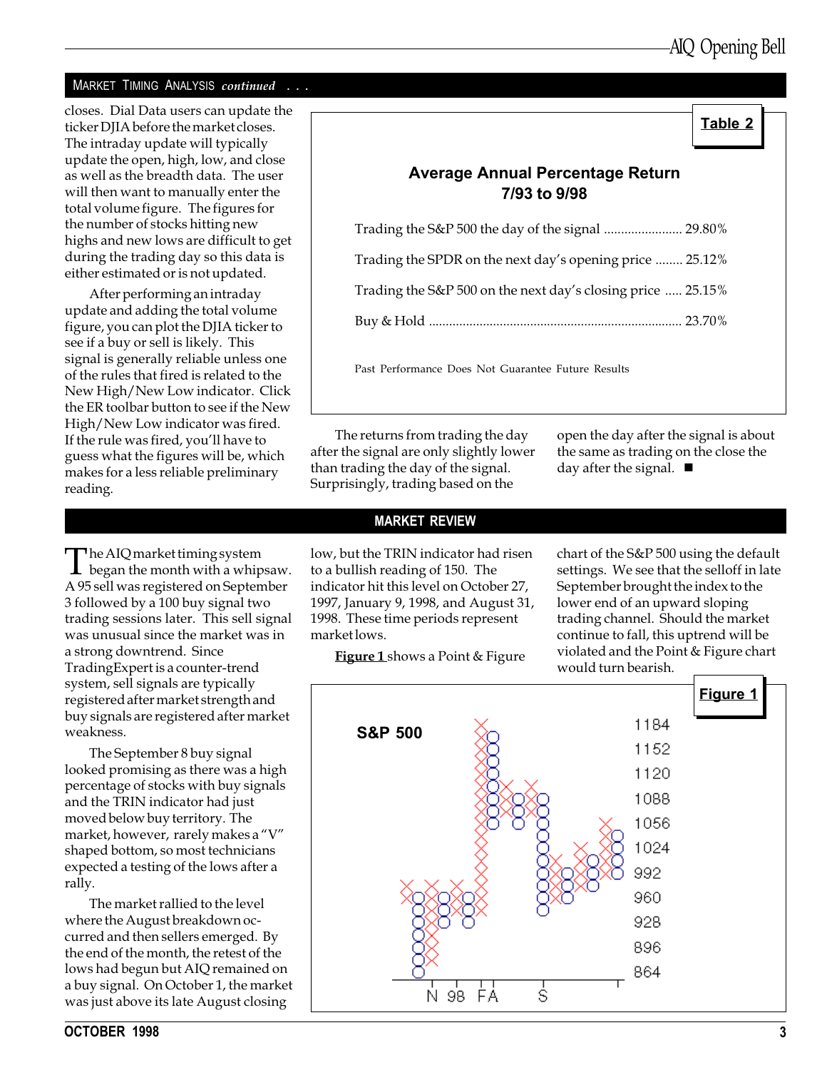## MARKET TIMING ANALYSIS *continued . . .*

closes. Dial Data users can update the ticker DJIA before the market closes. The intraday update will typically update the open, high, low, and close as well as the breadth data. The user will then want to manually enter the total volume figure. The figures for the number of stocks hitting new highs and new lows are difficult to get during the trading day so this data is either estimated or is not updated.

After performing an intraday update and adding the total volume figure, you can plot the DJIA ticker to see if a buy or sell is likely. This signal is generally reliable unless one of the rules that fired is related to the New High/New Low indicator. Click the ER toolbar button to see if the New High/New Low indicator was fired. If the rule was fired, you'll have to guess what the figures will be, which makes for a less reliable preliminary reading.

**Table 2**

**Average Annual Percentage Return 7/93 to 9/98**

| Strategy | Return |
|---|---|
| Trading the S&P 500 the day of the signal | 29.80% |
| Trading the SPDR on the next day's opening price | 25.12% |
| Trading the S&P 500 on the next day's closing price | 25.15% |
| Buy & Hold | 23.70% |

Past Performance Does Not Guarantee Future Results

The returns from trading the day after the signal are only slightly lower than trading the day of the signal. Surprisingly, trading based on the open the day after the signal is about the same as trading on the close the day after the signal. ■

## MARKET REVIEW

The AIQ market timing system began the month with a whipsaw. A 95 sell was registered on September 3 followed by a 100 buy signal two trading sessions later. This sell signal was unusual since the market was in a strong downtrend. Since TradingExpert is a counter-trend system, sell signals are typically registered after market strength and buy signals are registered after market weakness.

The September 8 buy signal looked promising as there was a high percentage of stocks with buy signals and the TRIN indicator had just moved below buy territory. The market, however, rarely makes a "V" shaped bottom, so most technicians expected a testing of the lows after a rally.

The market rallied to the level where the August breakdown occurred and then sellers emerged. By the end of the month, the retest of the lows had begun but AIQ remained on a buy signal. On October 1, the market was just above its late August closing low, but the TRIN indicator had risen to a bullish reading of 150. The indicator hit this level on October 27, 1997, January 9, 1998, and August 31, 1998. These time periods represent market lows.

**Figure 1** shows a Point & Figure chart of the S&P 500 using the default settings. We see that the selloff in late September brought the index to the lower end of an upward sloping trading channel. Should the market continue to fall, this uptrend will be violated and the Point & Figure chart would turn bearish.

**Figure 1**

S&P 500 (Point & Figure chart; price scale 864–1184; time axis N, 98, F, A, S)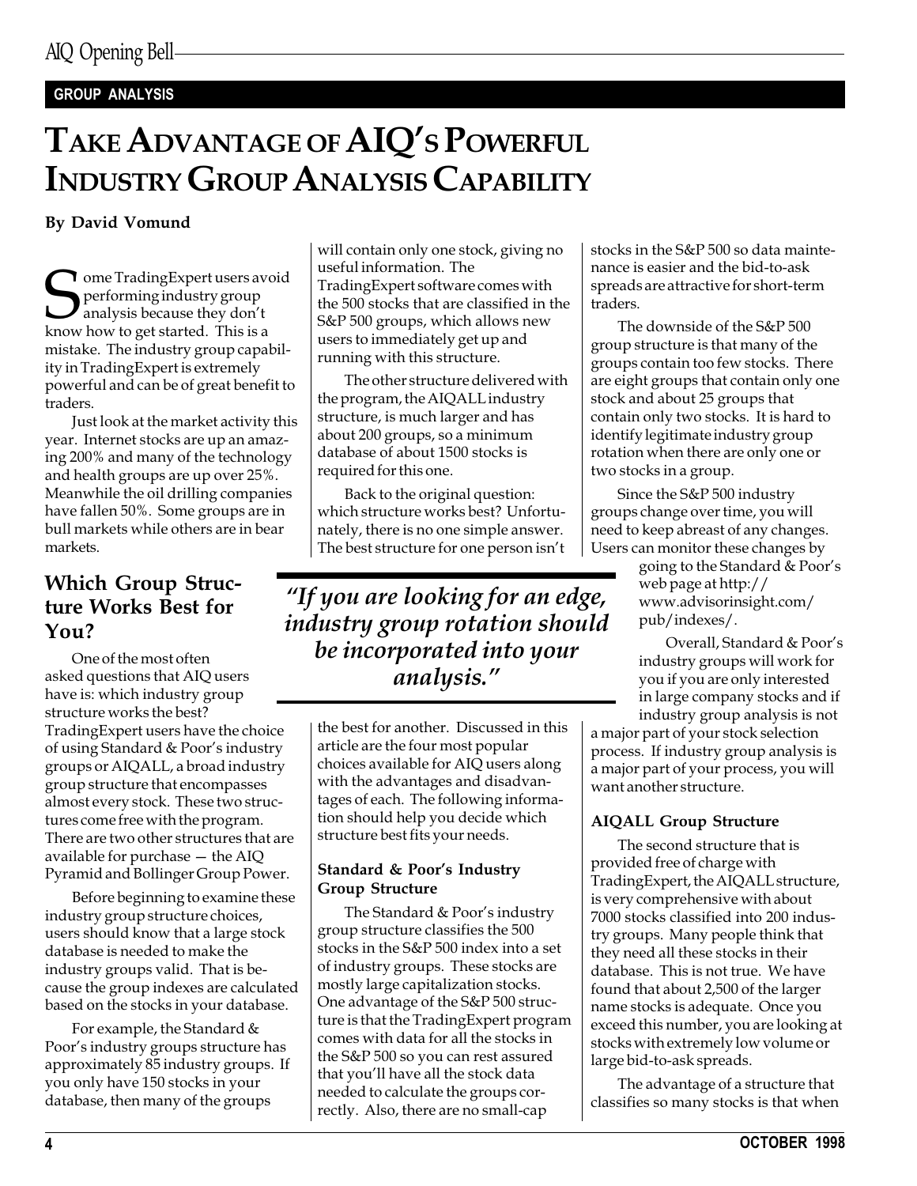GROUP ANALYSIS

# TAKE ADVANTAGE OF AIQ'S POWERFUL INDUSTRY GROUP ANALYSIS CAPABILITY

**By David Vomund**

Some TradingExpert users avoid performing industry group analysis because they don't know how to get started. This is a mistake. The industry group capability in TradingExpert is extremely powerful and can be of great benefit to traders.

Just look at the market activity this year. Internet stocks are up an amazing 200% and many of the technology and health groups are up over 25%. Meanwhile the oil drilling companies have fallen 50%. Some groups are in bull markets while others are in bear markets.

## Which Group Structure Works Best for You?

One of the most often asked questions that AIQ users have is: which industry group structure works the best? TradingExpert users have the choice of using Standard & Poor's industry groups or AIQALL, a broad industry group structure that encompasses almost every stock. These two structures come free with the program. There are two other structures that are available for purchase — the AIQ Pyramid and Bollinger Group Power.

Before beginning to examine these industry group structure choices, users should know that a large stock database is needed to make the industry groups valid. That is because the group indexes are calculated based on the stocks in your database.

For example, the Standard & Poor's industry groups structure has approximately 85 industry groups. If you only have 150 stocks in your database, then many of the groups will contain only one stock, giving no useful information. The TradingExpert software comes with the 500 stocks that are classified in the S&P 500 groups, which allows new users to immediately get up and running with this structure.

The other structure delivered with the program, the AIQALL industry structure, is much larger and has about 200 groups, so a minimum database of about 1500 stocks is required for this one.

Back to the original question: which structure works best? Unfortunately, there is no one simple answer. The best structure for one person isn't the best for another. Discussed in this article are the four most popular choices available for AIQ users along with the advantages and disadvantages of each. The following information should help you decide which structure best fits your needs.

*"If you are looking for an edge, industry group rotation should be incorporated into your analysis."*

### Standard & Poor's Industry Group Structure

The Standard & Poor's industry group structure classifies the 500 stocks in the S&P 500 index into a set of industry groups. These stocks are mostly large capitalization stocks. One advantage of the S&P 500 structure is that the TradingExpert program comes with data for all the stocks in the S&P 500 so you can rest assured that you'll have all the stock data needed to calculate the groups correctly. Also, there are no small-cap stocks in the S&P 500 so data maintenance is easier and the bid-to-ask spreads are attractive for short-term traders.

The downside of the S&P 500 group structure is that many of the groups contain too few stocks. There are eight groups that contain only one stock and about 25 groups that contain only two stocks. It is hard to identify legitimate industry group rotation when there are only one or two stocks in a group.

Since the S&P 500 industry groups change over time, you will need to keep abreast of any changes. Users can monitor these changes by going to the Standard & Poor's web page at http://www.advisorinsight.com/pub/indexes/.

Overall, Standard & Poor's industry groups will work for you if you are only interested in large company stocks and if industry group analysis is not a major part of your stock selection process. If industry group analysis is a major part of your process, you will want another structure.

### AIQALL Group Structure

The second structure that is provided free of charge with TradingExpert, the AIQALL structure, is very comprehensive with about 7000 stocks classified into 200 industry groups. Many people think that they need all these stocks in their database. This is not true. We have found that about 2,500 of the larger name stocks is adequate. Once you exceed this number, you are looking at stocks with extremely low volume or large bid-to-ask spreads.

The advantage of a structure that classifies so many stocks is that when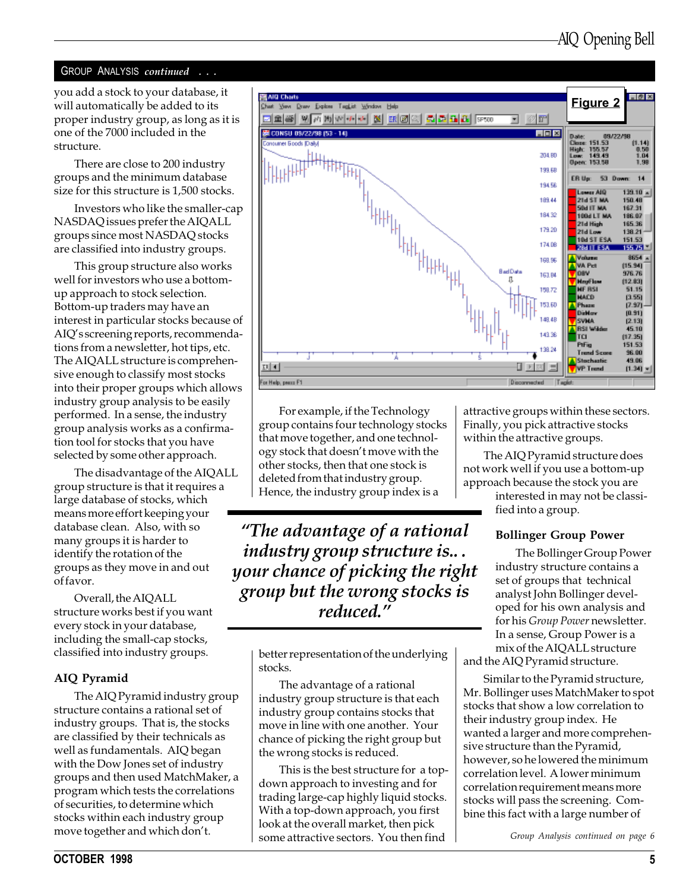## GROUP ANALYSIS *continued* . . .

you add a stock to your database, it will automatically be added to its proper industry group, as long as it is one of the 7000 included in the structure.

There are close to 200 industry groups and the minimum database size for this structure is 1,500 stocks.

Investors who like the smaller-cap NASDAQ issues prefer the AIQALL groups since most NASDAQ stocks are classified into industry groups.

This group structure also works well for investors who use a bottom-up approach to stock selection. Bottom-up traders may have an interest in particular stocks because of AIQ's screening reports, recommendations from a newsletter, hot tips, etc. The AIQALL structure is comprehensive enough to classify most stocks into their proper groups which allows industry group analysis to be easily performed. In a sense, the industry group analysis works as a confirmation tool for stocks that you have selected by some other approach.

The disadvantage of the AIQALL group structure is that it requires a large database of stocks, which means more effort keeping your database clean. Also, with so many groups it is harder to identify the rotation of the groups as they move in and out of favor.

Overall, the AIQALL structure works best if you want every stock in your database, including the small-cap stocks, classified into industry groups.

### AIQ Pyramid

The AIQ Pyramid industry group structure contains a rational set of industry groups. That is, the stocks are classified by their technicals as well as fundamentals. AIQ began with the Dow Jones set of industry groups and then used MatchMaker, a program which tests the correlations of securities, to determine which stocks within each industry group move together and which don't.

**Figure 2**

For example, if the Technology group contains four technology stocks that move together, and one technology stock that doesn't move with the other stocks, then that one stock is deleted from that industry group. Hence, the industry group index is a better representation of the underlying stocks.

> ***"The advantage of a rational industry group structure is.. . your chance of picking the right group but the wrong stocks is reduced."***

The advantage of a rational industry group structure is that each industry group contains stocks that move in line with one another. Your chance of picking the right group but the wrong stocks is reduced.

This is the best structure for a top-down approach to investing and for trading large-cap highly liquid stocks. With a top-down approach, you first look at the overall market, then pick some attractive sectors. You then find attractive groups within these sectors. Finally, you pick attractive stocks within the attractive groups.

The AIQ Pyramid structure does not work well if you use a bottom-up approach because the stock you are interested in may not be classified into a group.

### Bollinger Group Power

The Bollinger Group Power industry structure contains a set of groups that technical analyst John Bollinger developed for his own analysis and for his *Group Power* newsletter. In a sense, Group Power is a mix of the AIQALL structure and the AIQ Pyramid structure.

Similar to the Pyramid structure, Mr. Bollinger uses MatchMaker to spot stocks that show a low correlation to their industry group index. He wanted a larger and more comprehensive structure than the Pyramid, however, so he lowered the minimum correlation level. A lower minimum correlation requirement means more stocks will pass the screening. Combine this fact with a large number of

*Group Analysis continued on page 6*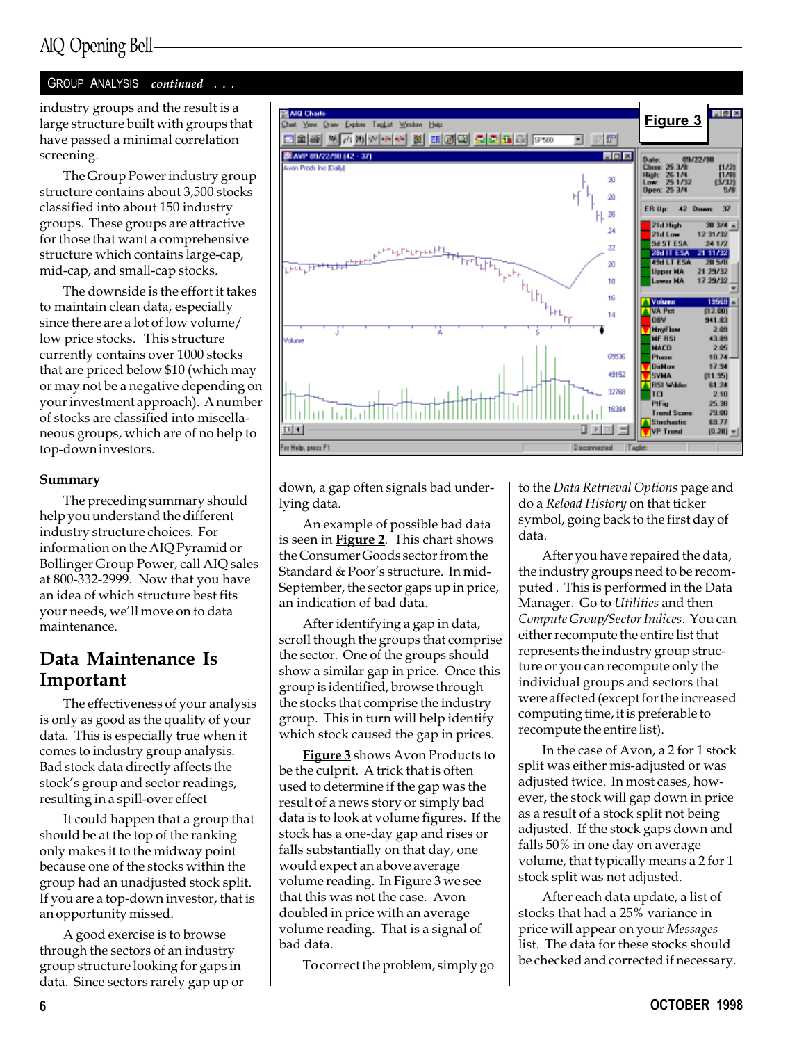## GROUP ANALYSIS *continued . . .*

industry groups and the result is a large structure built with groups that have passed a minimal correlation screening.

The Group Power industry group structure contains about 3,500 stocks classified into about 150 industry groups. These groups are attractive for those that want a comprehensive structure which contains large-cap, mid-cap, and small-cap stocks.

The downside is the effort it takes to maintain clean data, especially since there are a lot of low volume/ low price stocks. This structure currently contains over 1000 stocks that are priced below $10 (which may or may not be a negative depending on your investment approach). A number of stocks are classified into miscellaneous groups, which are of no help to top-down investors.

### Summary

The preceding summary should help you understand the different industry structure choices. For information on the AIQ Pyramid or Bollinger Group Power, call AIQ sales at 800-332-2999. Now that you have an idea of which structure best fits your needs, we'll move on to data maintenance.

## Data Maintenance Is Important

The effectiveness of your analysis is only as good as the quality of your data. This is especially true when it comes to industry group analysis. Bad stock data directly affects the stock's group and sector readings, resulting in a spill-over effect

It could happen that a group that should be at the top of the ranking only makes it to the midway point because one of the stocks within the group had an unadjusted stock split. If you are a top-down investor, that is an opportunity missed.

A good exercise is to browse through the sectors of an industry group structure looking for gaps in data. Since sectors rarely gap up or down, a gap often signals bad underlying data.

An example of possible bad data is seen in **Figure 2**. This chart shows the Consumer Goods sector from the Standard & Poor's structure. In mid-September, the sector gaps up in price, an indication of bad data.

After identifying a gap in data, scroll though the groups that comprise the sector. One of the groups should show a similar gap in price. Once this group is identified, browse through the stocks that comprise the industry group. This in turn will help identify which stock caused the gap in prices.

**Figure 3** shows Avon Products to be the culprit. A trick that is often used to determine if the gap was the result of a news story or simply bad data is to look at volume figures. If the stock has a one-day gap and rises or falls substantially on that day, one would expect an above average volume reading. In Figure 3 we see that this was not the case. Avon doubled in price with an average volume reading. That is a signal of bad data.

To correct the problem, simply go to the *Data Retrieval Options* page and do a *Reload History* on that ticker symbol, going back to the first day of data.

After you have repaired the data, the industry groups need to be recomputed. This is performed in the Data Manager. Go to *Utilities* and then *Compute Group/Sector Indices*. You can either recompute the entire list that represents the industry group structure or you can recompute only the individual groups and sectors that were affected (except for the increased computing time, it is preferable to recompute the entire list).

In the case of Avon, a 2 for 1 stock split was either mis-adjusted or was adjusted twice. In most cases, however, the stock will gap down in price as a result of a stock split not being adjusted. If the stock gaps down and falls 50% in one day on average volume, that typically means a 2 for 1 stock split was not adjusted.

After each data update, a list of stocks that had a 25% variance in price will appear on your *Messages* list. The data for these stocks should be checked and corrected if necessary.

**Figure 3**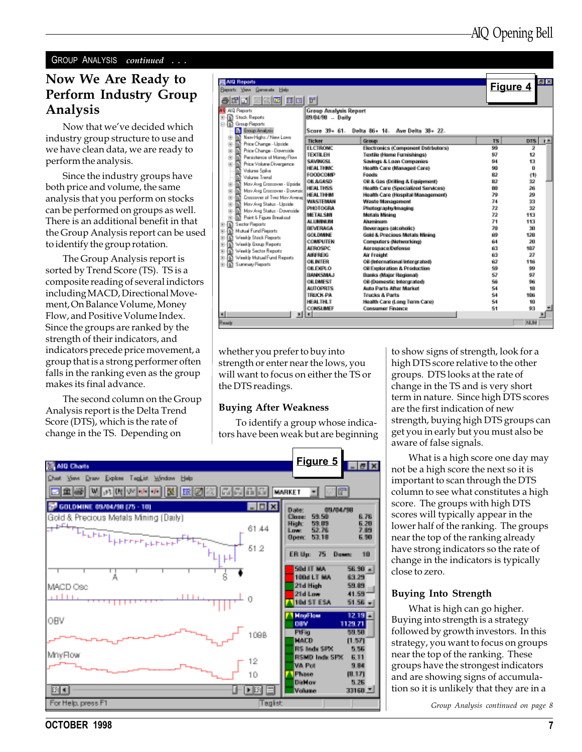GROUP ANALYSIS *continued* . . .

## Now We Are Ready to Perform Industry Group Analysis

Now that we've decided which industry group structure to use and we have clean data, we are ready to perform the analysis.

Since the industry groups have both price and volume, the same analysis that you perform on stocks can be performed on groups as well. There is an additional benefit in that the Group Analysis report can be used to identify the group rotation.

The Group Analysis report is sorted by Trend Score (TS). TS is a composite reading of several indictors including MACD, Directional Movement, On Balance Volume, Money Flow, and Positive Volume Index. Since the groups are ranked by the strength of their indicators, and indicators precede price movement, a group that is a strong performer often falls in the ranking even as the group makes its final advance.

The second column on the Group Analysis report is the Delta Trend Score (DTS), which is the rate of change in the TS. Depending on whether you prefer to buy into strength or enter near the lows, you will want to focus on either the TS or the DTS readings.

Figure 4

### Buying After Weakness

To identify a group whose indicators have been weak but are beginning to show signs of strength, look for a high DTS score relative to the other groups. DTS looks at the rate of change in the TS and is very short term in nature. Since high DTS scores are the first indication of new strength, buying high DTS groups can get you in early but you must also be aware of false signals.

What is a high score one day may not be a high score the next so it is important to scan through the DTS column to see what constitutes a high score. The groups with high DTS scores will typically appear in the lower half of the ranking. The groups near the top of the ranking already have strong indicators so the rate of change in the indicators is typically close to zero.

### Buying Into Strength

What is high can go higher. Buying into strength is a strategy followed by growth investors. In this strategy, you want to focus on groups near the top of the ranking. These groups have the strongest indicators and are showing signs of accumulation so it is unlikely that they are in a

Figure 5

*Group Analysis continued on page 8*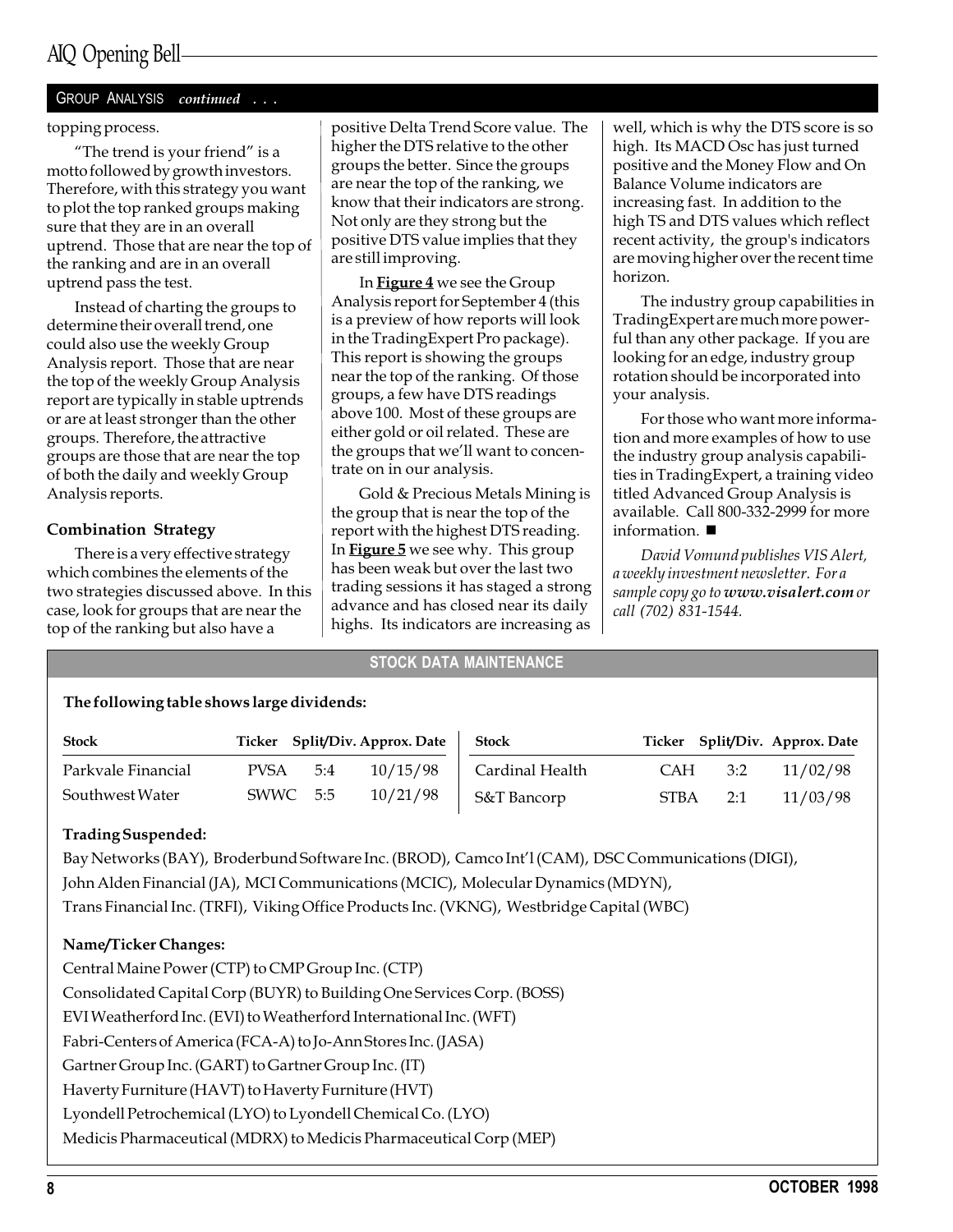## GROUP ANALYSIS *continued . . .*

topping process.

"The trend is your friend" is a motto followed by growth investors. Therefore, with this strategy you want to plot the top ranked groups making sure that they are in an overall uptrend. Those that are near the top of the ranking and are in an overall uptrend pass the test.

Instead of charting the groups to determine their overall trend, one could also use the weekly Group Analysis report. Those that are near the top of the weekly Group Analysis report are typically in stable uptrends or are at least stronger than the other groups. Therefore, the attractive groups are those that are near the top of both the daily and weekly Group Analysis reports.

### Combination Strategy

There is a very effective strategy which combines the elements of the two strategies discussed above. In this case, look for groups that are near the top of the ranking but also have a positive Delta Trend Score value. The higher the DTS relative to the other groups the better. Since the groups are near the top of the ranking, we know that their indicators are strong. Not only are they strong but the positive DTS value implies that they are still improving.

In **Figure 4** we see the Group Analysis report for September 4 (this is a preview of how reports will look in the TradingExpert Pro package). This report is showing the groups near the top of the ranking. Of those groups, a few have DTS readings above 100. Most of these groups are either gold or oil related. These are the groups that we'll want to concentrate on in our analysis.

Gold & Precious Metals Mining is the group that is near the top of the report with the highest DTS reading. In **Figure 5** we see why. This group has been weak but over the last two trading sessions it has staged a strong advance and has closed near its daily highs. Its indicators are increasing as well, which is why the DTS score is so high. Its MACD Osc has just turned positive and the Money Flow and On Balance Volume indicators are increasing fast. In addition to the high TS and DTS values which reflect recent activity, the group's indicators are moving higher over the recent time horizon.

The industry group capabilities in TradingExpert are much more powerful than any other package. If you are looking for an edge, industry group rotation should be incorporated into your analysis.

For those who want more information and more examples of how to use the industry group analysis capabilities in TradingExpert, a training video titled Advanced Group Analysis is available. Call 800-332-2999 for more information. ■

*David Vomund publishes VIS Alert, a weekly investment newsletter. For a sample copy go to **www.visalert.com** or call (702) 831-1544.*

## STOCK DATA MAINTENANCE

**The following table shows large dividends:**

| Stock | Ticker | Split/Div. | Approx. Date |
|---|---|---|---|
| Parkvale Financial | PVSA | 5:4 | 10/15/98 |
| Southwest Water | SWWC | 5:5 | 10/21/98 |
| Cardinal Health | CAH | 3:2 | 11/02/98 |
| S&T Bancorp | STBA | 2:1 | 11/03/98 |

**Trading Suspended:**

Bay Networks (BAY), Broderbund Software Inc. (BROD), Camco Int'l (CAM), DSC Communications (DIGI), John Alden Financial (JA), MCI Communications (MCIC), Molecular Dynamics (MDYN), Trans Financial Inc. (TRFI), Viking Office Products Inc. (VKNG), Westbridge Capital (WBC)

**Name/Ticker Changes:**

Central Maine Power (CTP) to CMP Group Inc. (CTP)
Consolidated Capital Corp (BUYR) to Building One Services Corp. (BOSS)
EVI Weatherford Inc. (EVI) to Weatherford International Inc. (WFT)
Fabri-Centers of America (FCA-A) to Jo-Ann Stores Inc. (JASA)
Gartner Group Inc. (GART) to Gartner Group Inc. (IT)
Haverty Furniture (HAVT) to Haverty Furniture (HVT)
Lyondell Petrochemical (LYO) to Lyondell Chemical Co. (LYO)
Medicis Pharmaceutical (MDRX) to Medicis Pharmaceutical Corp (MEP)